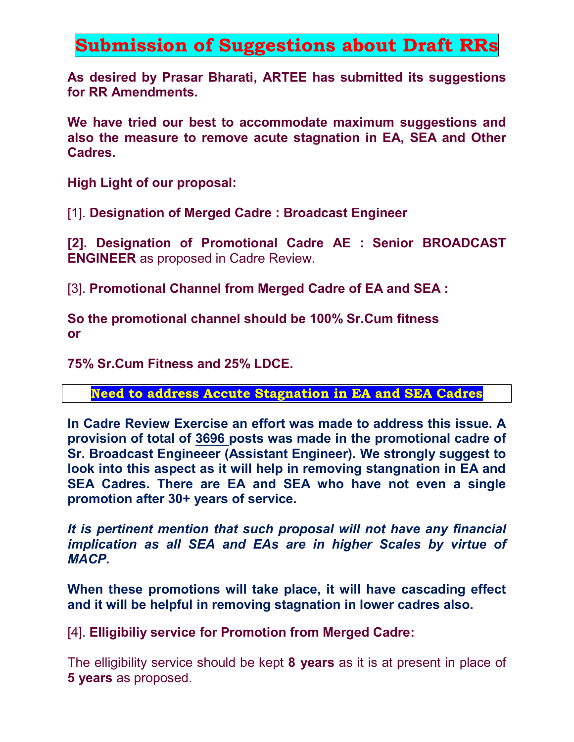# Submission of Suggestions about Draft RRs

**As desired by Prasar Bharati, ARTEE has submitted its suggestions for RR Amendments.**

**We have tried our best to accommodate maximum suggestions and also the measure to remove acute stagnation in EA, SEA and Other Cadres.**

**High Light of our proposal:**

[1]. **Designation of Merged Cadre : Broadcast Engineer**

**[2]. Designation of Promotional Cadre AE : Senior BROADCAST ENGINEER** as proposed in Cadre Review.

[3]. **Promotional Channel from Merged Cadre of EA and SEA :**

**So the promotional channel should be 100% Sr.Cum fitness**
**or**

**75% Sr.Cum Fitness and 25% LDCE.**

## Need to address Accute Stagnation in EA and SEA Cadres

**In Cadre Review Exercise an effort was made to address this issue. A provision of total of 3696 posts was made in the promotional cadre of Sr. Broadcast Engineeer (Assistant Engineer). We strongly suggest to look into this aspect as it will help in removing stangnation in EA and SEA Cadres. There are EA and SEA who have not even a single promotion after 30+ years of service.**

***It is pertinent mention that such proposal will not have any financial implication as all SEA and EAs are in higher Scales by virtue of MACP.***

**When these promotions will take place, it will have cascading effect and it will be helpful in removing stagnation in lower cadres also.**

[4]. **Elligibiliy service for Promotion from Merged Cadre:**

The elligibility service should be kept **8 years** as it is at present in place of **5 years** as proposed.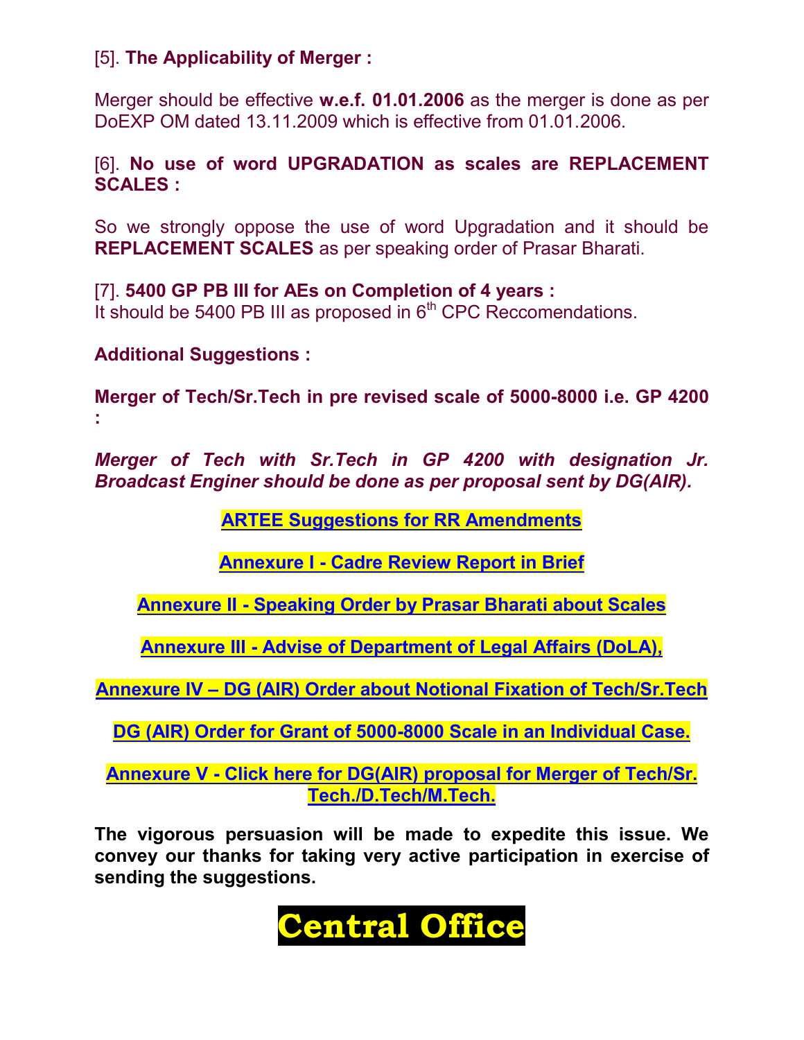[5]. **The Applicability of Merger :**

Merger should be effective **w.e.f. 01.01.2006** as the merger is done as per DoEXP OM dated 13.11.2009 which is effective from 01.01.2006.

[6]. **No use of word UPGRADATION as scales are REPLACEMENT SCALES :**

So we strongly oppose the use of word Upgradation and it should be **REPLACEMENT SCALES** as per speaking order of Prasar Bharati.

[7]. **5400 GP PB III for AEs on Completion of 4 years :**
It should be 5400 PB III as proposed in 6th CPC Reccomendations.

**Additional Suggestions :**

**Merger of Tech/Sr.Tech in pre revised scale of 5000-8000 i.e. GP 4200 :**

***Merger of Tech with Sr.Tech in GP 4200 with designation Jr. Broadcast Enginer should be done as per proposal sent by DG(AIR).***

**ARTEE Suggestions for RR Amendments**

**Annexure I - Cadre Review Report in Brief**

**Annexure II - Speaking Order by Prasar Bharati about Scales**

**Annexure III - Advise of Department of Legal Affairs (DoLA).**

**Annexure IV – DG (AIR) Order about Notional Fixation of Tech/Sr.Tech**

**DG (AIR) Order for Grant of 5000-8000 Scale in an Individual Case.**

**Annexure V - Click here for DG(AIR) proposal for Merger of Tech/Sr. Tech./D.Tech/M.Tech.**

**The vigorous persuasion will be made to expedite this issue. We convey our thanks for taking very active participation in exercise of sending the suggestions.**

# Central Office